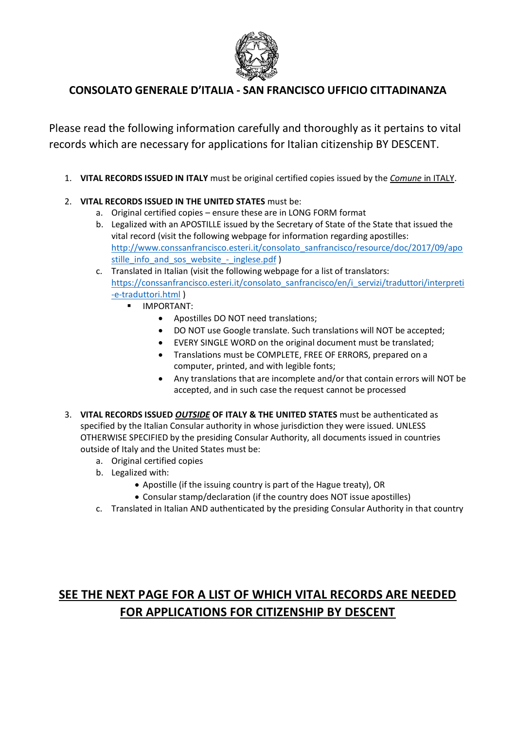# CONSOLATO GENERALE D'ITALIA - SAN FRANCISCO UFFICIO CITTADINANZA

Please read the following information carefully and thoroughly as it pertains to vital records which are necessary for applications for Italian citizenship BY DESCENT.

1. **VITAL RECORDS ISSUED IN ITALY** must be original certified copies issued by the *Comune* in ITALY.

2. **VITAL RECORDS ISSUED IN THE UNITED STATES** must be:
   a. Original certified copies – ensure these are in LONG FORM format
   b. Legalized with an APOSTILLE issued by the Secretary of State of the State that issued the vital record (visit the following webpage for information regarding apostilles: http://www.conssanfrancisco.esteri.it/consolato_sanfrancisco/resource/doc/2017/09/apostille_info_and_sos_website_-_inglese.pdf )
   c. Translated in Italian (visit the following webpage for a list of translators: https://conssanfrancisco.esteri.it/consolato_sanfrancisco/en/i_servizi/traduttori/interpreti-e-traduttori.html )
      - IMPORTANT:
         - Apostilles DO NOT need translations;
         - DO NOT use Google translate. Such translations will NOT be accepted;
         - EVERY SINGLE WORD on the original document must be translated;
         - Translations must be COMPLETE, FREE OF ERRORS, prepared on a computer, printed, and with legible fonts;
         - Any translations that are incomplete and/or that contain errors will NOT be accepted, and in such case the request cannot be processed

3. **VITAL RECORDS ISSUED *OUTSIDE* OF ITALY & THE UNITED STATES** must be authenticated as specified by the Italian Consular authority in whose jurisdiction they were issued. UNLESS OTHERWISE SPECIFIED by the presiding Consular Authority, all documents issued in countries outside of Italy and the United States must be:
   a. Original certified copies
   b. Legalized with:
      - Apostille (if the issuing country is part of the Hague treaty), OR
      - Consular stamp/declaration (if the country does NOT issue apostilles)
   c. Translated in Italian AND authenticated by the presiding Consular Authority in that country

## SEE THE NEXT PAGE FOR A LIST OF WHICH VITAL RECORDS ARE NEEDED FOR APPLICATIONS FOR CITIZENSHIP BY DESCENT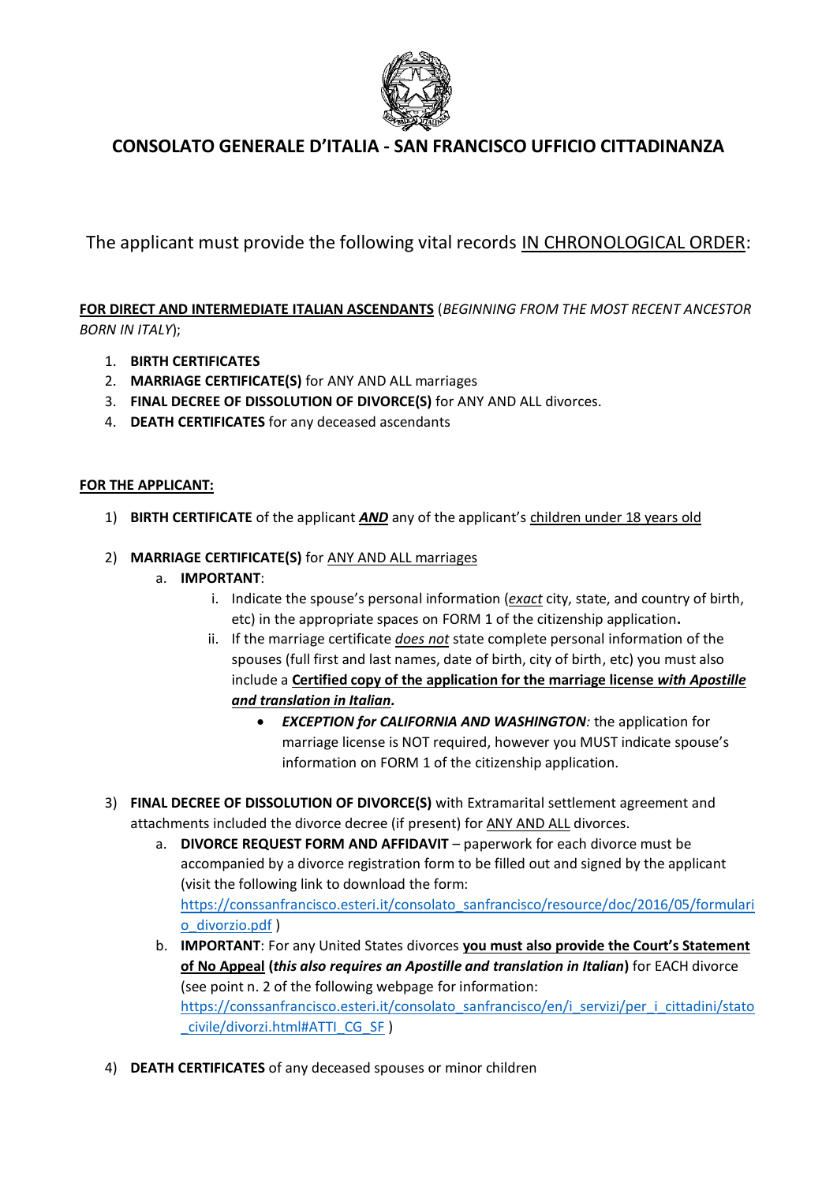# CONSOLATO GENERALE D'ITALIA - SAN FRANCISCO UFFICIO CITTADINANZA

The applicant must provide the following vital records IN CHRONOLOGICAL ORDER:

**FOR DIRECT AND INTERMEDIATE ITALIAN ASCENDANTS** (*BEGINNING FROM THE MOST RECENT ANCESTOR BORN IN ITALY*);

1. **BIRTH CERTIFICATES**
2. **MARRIAGE CERTIFICATE(S)** for ANY AND ALL marriages
3. **FINAL DECREE OF DISSOLUTION OF DIVORCE(S)** for ANY AND ALL divorces.
4. **DEATH CERTIFICATES** for any deceased ascendants

**FOR THE APPLICANT:**

1) **BIRTH CERTIFICATE** of the applicant ***AND*** any of the applicant's children under 18 years old

2) **MARRIAGE CERTIFICATE(S)** for ANY AND ALL marriages
   a. **IMPORTANT**:
      i. Indicate the spouse's personal information (*exact* city, state, and country of birth, etc) in the appropriate spaces on FORM 1 of the citizenship application**.**
      ii. If the marriage certificate *does not* state complete personal information of the spouses (full first and last names, date of birth, city of birth, etc) you must also include a **Certified copy of the application for the marriage license *with Apostille and translation in Italian*.**
         - ***EXCEPTION for CALIFORNIA AND WASHINGTON**:* the application for marriage license is NOT required, however you MUST indicate spouse's information on FORM 1 of the citizenship application.

3) **FINAL DECREE OF DISSOLUTION OF DIVORCE(S)** with Extramarital settlement agreement and attachments included the divorce decree (if present) for ANY AND ALL divorces.
   a. **DIVORCE REQUEST FORM AND AFFIDAVIT** – paperwork for each divorce must be accompanied by a divorce registration form to be filled out and signed by the applicant (visit the following link to download the form: https://conssanfrancisco.esteri.it/consolato_sanfrancisco/resource/doc/2016/05/formulario_divorzio.pdf )
   b. **IMPORTANT**: For any United States divorces **you must also provide the Court's Statement of No Appeal (*this also requires an Apostille and translation in Italian*)** for EACH divorce (see point n. 2 of the following webpage for information: https://conssanfrancisco.esteri.it/consolato_sanfrancisco/en/i_servizi/per_i_cittadini/stato_civile/divorzi.html#ATTI_CG_SF )

4) **DEATH CERTIFICATES** of any deceased spouses or minor children